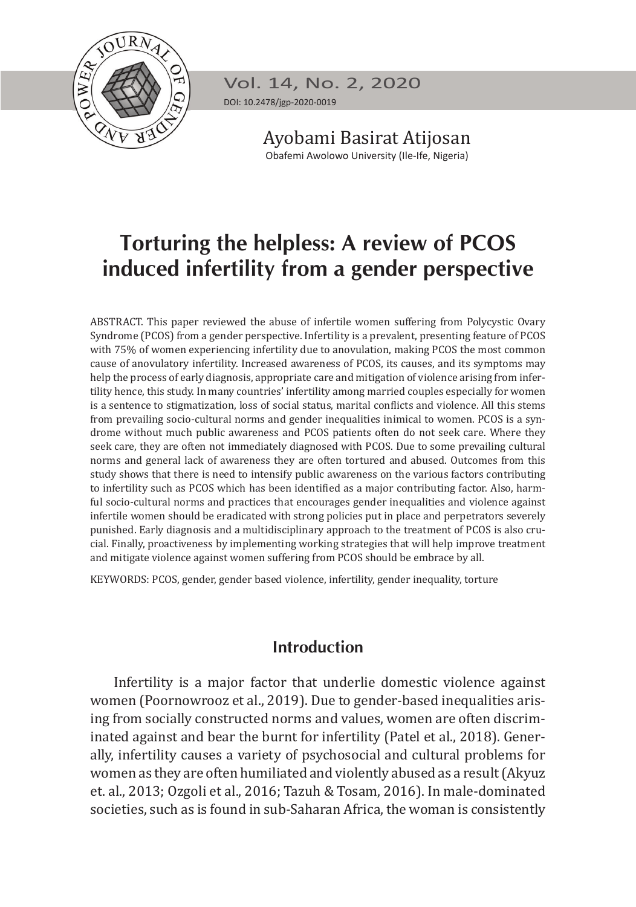Ayobami Basirat Atijosan
Obafemi Awolowo University (Ile-Ife, Nigeria)

# Torturing the helpless: A review of PCOS induced infertility from a gender perspective

ABSTRACT. This paper reviewed the abuse of infertile women suffering from Polycystic Ovary Syndrome (PCOS) from a gender perspective. Infertility is a prevalent, presenting feature of PCOS with 75% of women experiencing infertility due to anovulation, making PCOS the most common cause of anovulatory infertility. Increased awareness of PCOS, its causes, and its symptoms may help the process of early diagnosis, appropriate care and mitigation of violence arising from infertility hence, this study. In many countries' infertility among married couples especially for women is a sentence to stigmatization, loss of social status, marital conflicts and violence. All this stems from prevailing socio-cultural norms and gender inequalities inimical to women. PCOS is a syndrome without much public awareness and PCOS patients often do not seek care. Where they seek care, they are often not immediately diagnosed with PCOS. Due to some prevailing cultural norms and general lack of awareness they are often tortured and abused. Outcomes from this study shows that there is need to intensify public awareness on the various factors contributing to infertility such as PCOS which has been identified as a major contributing factor. Also, harmful socio-cultural norms and practices that encourages gender inequalities and violence against infertile women should be eradicated with strong policies put in place and perpetrators severely punished. Early diagnosis and a multidisciplinary approach to the treatment of PCOS is also crucial. Finally, proactiveness by implementing working strategies that will help improve treatment and mitigate violence against women suffering from PCOS should be embrace by all.

KEYWORDS: PCOS, gender, gender based violence, infertility, gender inequality, torture

## Introduction

Infertility is a major factor that underlie domestic violence against women (Poornowrooz et al., 2019). Due to gender-based inequalities arising from socially constructed norms and values, women are often discriminated against and bear the burnt for infertility (Patel et al., 2018). Generally, infertility causes a variety of psychosocial and cultural problems for women as they are often humiliated and violently abused as a result (Akyuz et. al., 2013; Ozgoli et al., 2016; Tazuh & Tosam, 2016). In male-dominated societies, such as is found in sub-Saharan Africa, the woman is consistently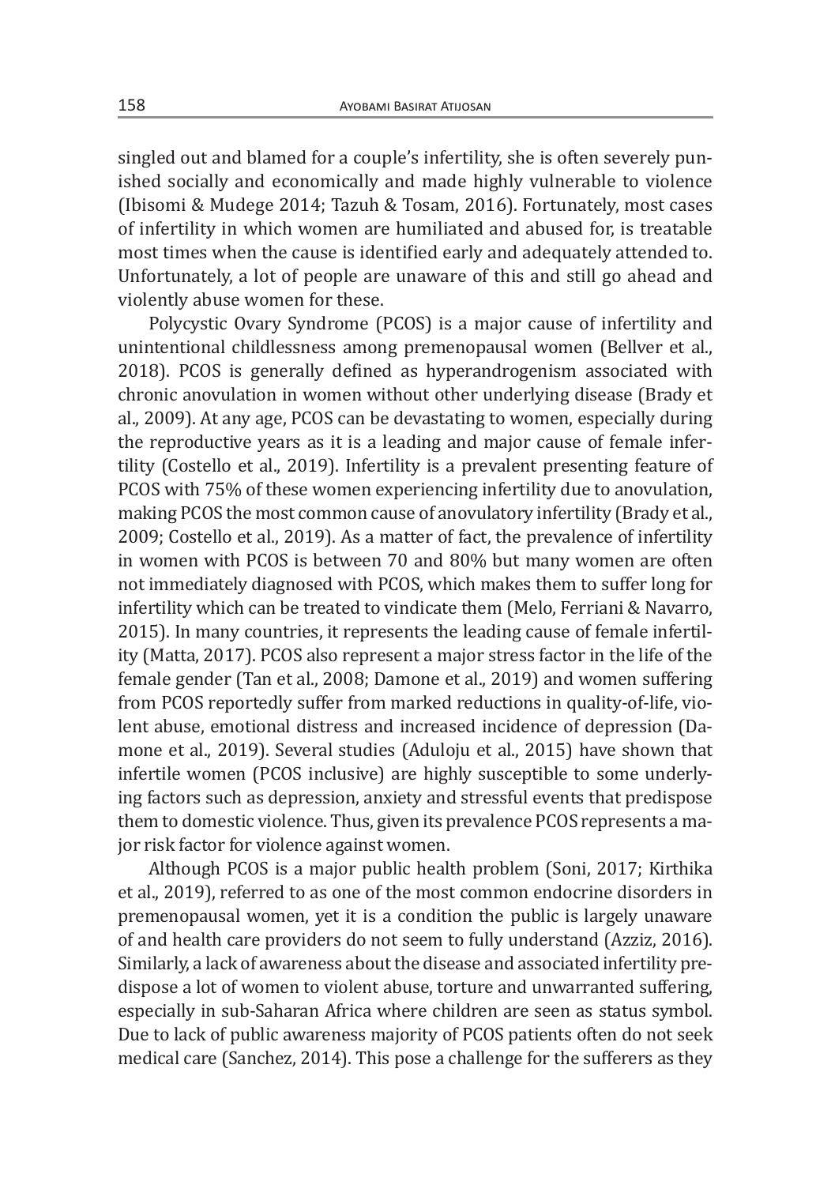singled out and blamed for a couple's infertility, she is often severely punished socially and economically and made highly vulnerable to violence (Ibisomi & Mudege 2014; Tazuh & Tosam, 2016). Fortunately, most cases of infertility in which women are humiliated and abused for, is treatable most times when the cause is identified early and adequately attended to. Unfortunately, a lot of people are unaware of this and still go ahead and violently abuse women for these.

Polycystic Ovary Syndrome (PCOS) is a major cause of infertility and unintentional childlessness among premenopausal women (Bellver et al., 2018). PCOS is generally defined as hyperandrogenism associated with chronic anovulation in women without other underlying disease (Brady et al., 2009). At any age, PCOS can be devastating to women, especially during the reproductive years as it is a leading and major cause of female infertility (Costello et al., 2019). Infertility is a prevalent presenting feature of PCOS with 75% of these women experiencing infertility due to anovulation, making PCOS the most common cause of anovulatory infertility (Brady et al., 2009; Costello et al., 2019). As a matter of fact, the prevalence of infertility in women with PCOS is between 70 and 80% but many women are often not immediately diagnosed with PCOS, which makes them to suffer long for infertility which can be treated to vindicate them (Melo, Ferriani & Navarro, 2015). In many countries, it represents the leading cause of female infertility (Matta, 2017). PCOS also represent a major stress factor in the life of the female gender (Tan et al., 2008; Damone et al., 2019) and women suffering from PCOS reportedly suffer from marked reductions in quality-of-life, violent abuse, emotional distress and increased incidence of depression (Damone et al., 2019). Several studies (Aduloju et al., 2015) have shown that infertile women (PCOS inclusive) are highly susceptible to some underlying factors such as depression, anxiety and stressful events that predispose them to domestic violence. Thus, given its prevalence PCOS represents a major risk factor for violence against women.

Although PCOS is a major public health problem (Soni, 2017; Kirthika et al., 2019), referred to as one of the most common endocrine disorders in premenopausal women, yet it is a condition the public is largely unaware of and health care providers do not seem to fully understand (Azziz, 2016). Similarly, a lack of awareness about the disease and associated infertility predispose a lot of women to violent abuse, torture and unwarranted suffering, especially in sub-Saharan Africa where children are seen as status symbol. Due to lack of public awareness majority of PCOS patients often do not seek medical care (Sanchez, 2014). This pose a challenge for the sufferers as they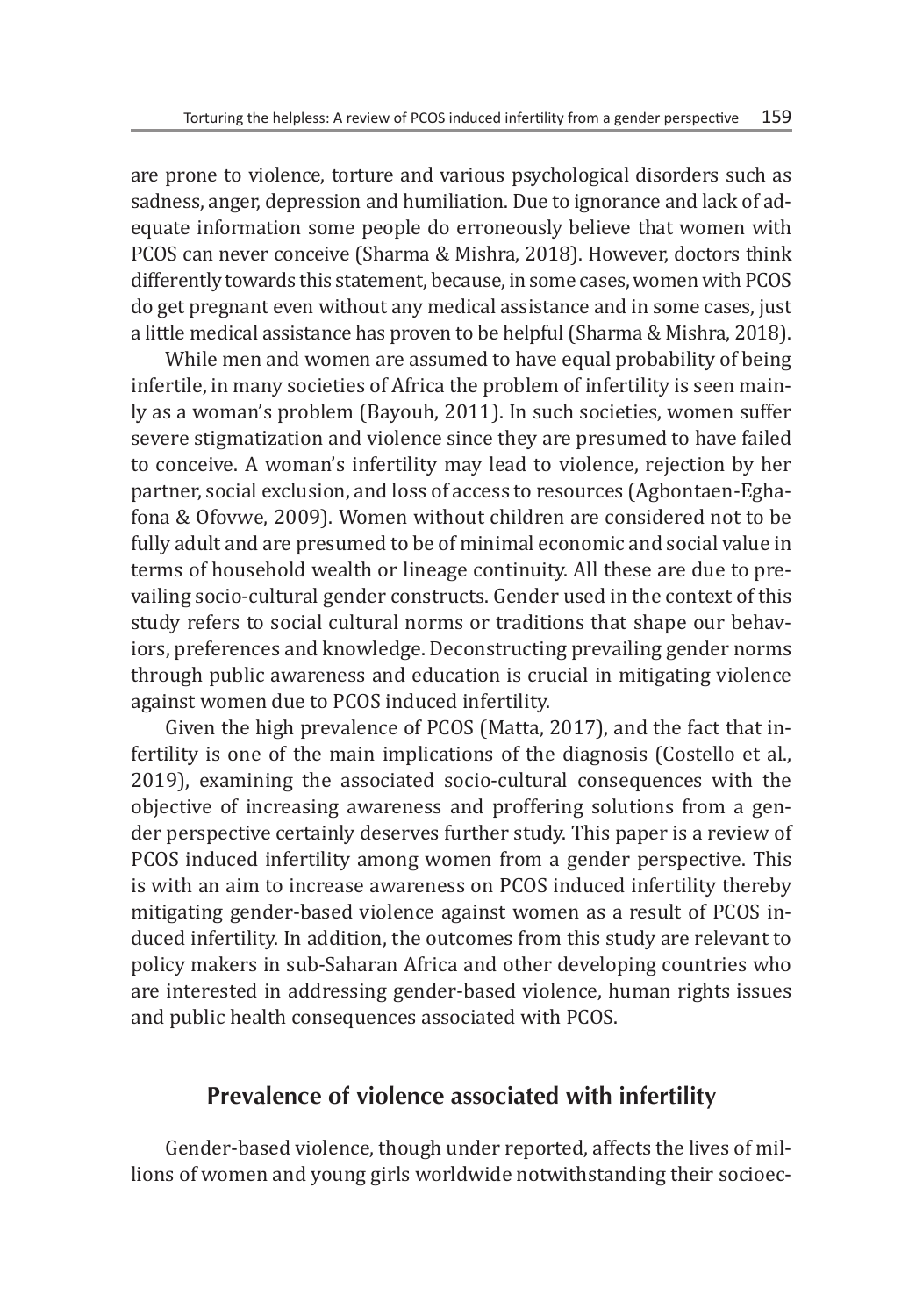are prone to violence, torture and various psychological disorders such as sadness, anger, depression and humiliation. Due to ignorance and lack of adequate information some people do erroneously believe that women with PCOS can never conceive (Sharma & Mishra, 2018). However, doctors think differently towards this statement, because, in some cases, women with PCOS do get pregnant even without any medical assistance and in some cases, just a little medical assistance has proven to be helpful (Sharma & Mishra, 2018).

While men and women are assumed to have equal probability of being infertile, in many societies of Africa the problem of infertility is seen mainly as a woman's problem (Bayouh, 2011). In such societies, women suffer severe stigmatization and violence since they are presumed to have failed to conceive. A woman's infertility may lead to violence, rejection by her partner, social exclusion, and loss of access to resources (Agbontaen-Eghafona & Ofovwe, 2009). Women without children are considered not to be fully adult and are presumed to be of minimal economic and social value in terms of household wealth or lineage continuity. All these are due to prevailing socio-cultural gender constructs. Gender used in the context of this study refers to social cultural norms or traditions that shape our behaviors, preferences and knowledge. Deconstructing prevailing gender norms through public awareness and education is crucial in mitigating violence against women due to PCOS induced infertility.

Given the high prevalence of PCOS (Matta, 2017), and the fact that infertility is one of the main implications of the diagnosis (Costello et al., 2019), examining the associated socio-cultural consequences with the objective of increasing awareness and proffering solutions from a gender perspective certainly deserves further study. This paper is a review of PCOS induced infertility among women from a gender perspective. This is with an aim to increase awareness on PCOS induced infertility thereby mitigating gender-based violence against women as a result of PCOS induced infertility. In addition, the outcomes from this study are relevant to policy makers in sub-Saharan Africa and other developing countries who are interested in addressing gender-based violence, human rights issues and public health consequences associated with PCOS.

## Prevalence of violence associated with infertility

Gender-based violence, though under reported, affects the lives of millions of women and young girls worldwide notwithstanding their socioec-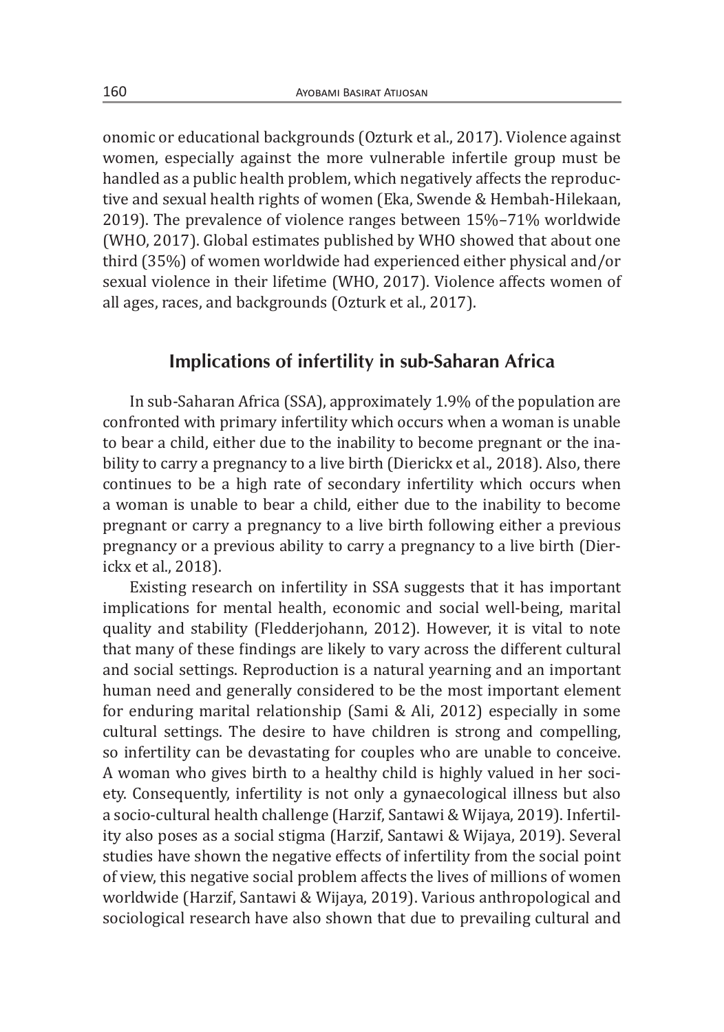onomic or educational backgrounds (Ozturk et al., 2017). Violence against women, especially against the more vulnerable infertile group must be handled as a public health problem, which negatively affects the reproductive and sexual health rights of women (Eka, Swende & Hembah-Hilekaan, 2019). The prevalence of violence ranges between 15%–71% worldwide (WHO, 2017). Global estimates published by WHO showed that about one third (35%) of women worldwide had experienced either physical and/or sexual violence in their lifetime (WHO, 2017). Violence affects women of all ages, races, and backgrounds (Ozturk et al., 2017).

## Implications of infertility in sub-Saharan Africa

In sub-Saharan Africa (SSA), approximately 1.9% of the population are confronted with primary infertility which occurs when a woman is unable to bear a child, either due to the inability to become pregnant or the inability to carry a pregnancy to a live birth (Dierickx et al., 2018). Also, there continues to be a high rate of secondary infertility which occurs when a woman is unable to bear a child, either due to the inability to become pregnant or carry a pregnancy to a live birth following either a previous pregnancy or a previous ability to carry a pregnancy to a live birth (Dierickx et al., 2018).

Existing research on infertility in SSA suggests that it has important implications for mental health, economic and social well-being, marital quality and stability (Fledderjohann, 2012). However, it is vital to note that many of these findings are likely to vary across the different cultural and social settings. Reproduction is a natural yearning and an important human need and generally considered to be the most important element for enduring marital relationship (Sami & Ali, 2012) especially in some cultural settings. The desire to have children is strong and compelling, so infertility can be devastating for couples who are unable to conceive. A woman who gives birth to a healthy child is highly valued in her society. Consequently, infertility is not only a gynaecological illness but also a socio-cultural health challenge (Harzif, Santawi & Wijaya, 2019). Infertility also poses as a social stigma (Harzif, Santawi & Wijaya, 2019). Several studies have shown the negative effects of infertility from the social point of view, this negative social problem affects the lives of millions of women worldwide (Harzif, Santawi & Wijaya, 2019). Various anthropological and sociological research have also shown that due to prevailing cultural and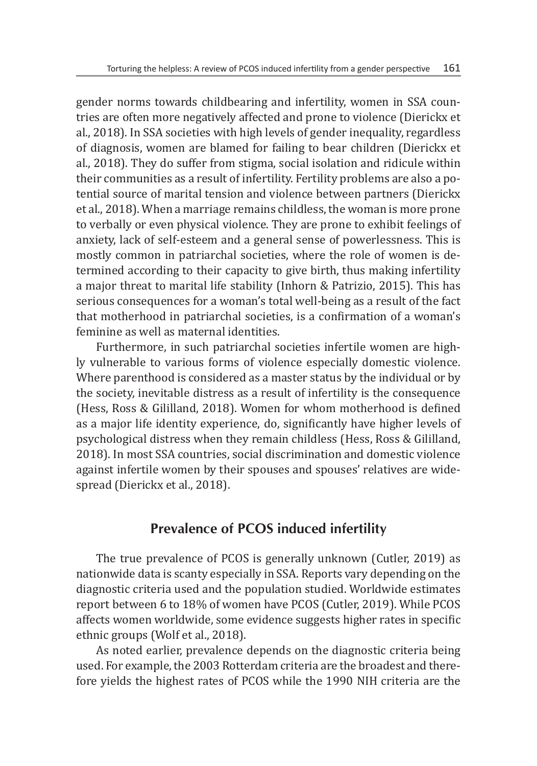gender norms towards childbearing and infertility, women in SSA countries are often more negatively affected and prone to violence (Dierickx et al., 2018). In SSA societies with high levels of gender inequality, regardless of diagnosis, women are blamed for failing to bear children (Dierickx et al., 2018). They do suffer from stigma, social isolation and ridicule within their communities as a result of infertility. Fertility problems are also a potential source of marital tension and violence between partners (Dierickx et al., 2018). When a marriage remains childless, the woman is more prone to verbally or even physical violence. They are prone to exhibit feelings of anxiety, lack of self-esteem and a general sense of powerlessness. This is mostly common in patriarchal societies, where the role of women is determined according to their capacity to give birth, thus making infertility a major threat to marital life stability (Inhorn & Patrizio, 2015). This has serious consequences for a woman's total well-being as a result of the fact that motherhood in patriarchal societies, is a confirmation of a woman's feminine as well as maternal identities.

Furthermore, in such patriarchal societies infertile women are highly vulnerable to various forms of violence especially domestic violence. Where parenthood is considered as a master status by the individual or by the society, inevitable distress as a result of infertility is the consequence (Hess, Ross & Gililland, 2018). Women for whom motherhood is defined as a major life identity experience, do, significantly have higher levels of psychological distress when they remain childless (Hess, Ross & Gililland, 2018). In most SSA countries, social discrimination and domestic violence against infertile women by their spouses and spouses' relatives are widespread (Dierickx et al., 2018).

## Prevalence of PCOS induced infertility

The true prevalence of PCOS is generally unknown (Cutler, 2019) as nationwide data is scanty especially in SSA. Reports vary depending on the diagnostic criteria used and the population studied. Worldwide estimates report between 6 to 18% of women have PCOS (Cutler, 2019). While PCOS affects women worldwide, some evidence suggests higher rates in specific ethnic groups (Wolf et al., 2018).

As noted earlier, prevalence depends on the diagnostic criteria being used. For example, the 2003 Rotterdam criteria are the broadest and therefore yields the highest rates of PCOS while the 1990 NIH criteria are the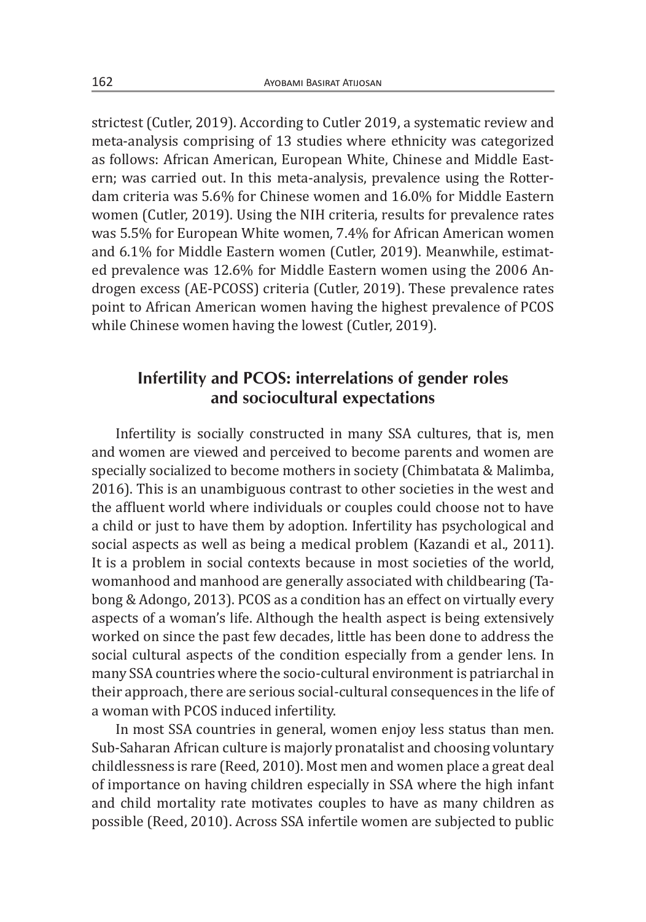strictest (Cutler, 2019). According to Cutler 2019, a systematic review and meta-analysis comprising of 13 studies where ethnicity was categorized as follows: African American, European White, Chinese and Middle Eastern; was carried out. In this meta-analysis, prevalence using the Rotterdam criteria was 5.6% for Chinese women and 16.0% for Middle Eastern women (Cutler, 2019). Using the NIH criteria, results for prevalence rates was 5.5% for European White women, 7.4% for African American women and 6.1% for Middle Eastern women (Cutler, 2019). Meanwhile, estimated prevalence was 12.6% for Middle Eastern women using the 2006 Androgen excess (AE-PCOSS) criteria (Cutler, 2019). These prevalence rates point to African American women having the highest prevalence of PCOS while Chinese women having the lowest (Cutler, 2019).

## Infertility and PCOS: interrelations of gender roles and sociocultural expectations

Infertility is socially constructed in many SSA cultures, that is, men and women are viewed and perceived to become parents and women are specially socialized to become mothers in society (Chimbatata & Malimba, 2016). This is an unambiguous contrast to other societies in the west and the affluent world where individuals or couples could choose not to have a child or just to have them by adoption. Infertility has psychological and social aspects as well as being a medical problem (Kazandi et al., 2011). It is a problem in social contexts because in most societies of the world, womanhood and manhood are generally associated with childbearing (Tabong & Adongo, 2013). PCOS as a condition has an effect on virtually every aspects of a woman's life. Although the health aspect is being extensively worked on since the past few decades, little has been done to address the social cultural aspects of the condition especially from a gender lens. In many SSA countries where the socio-cultural environment is patriarchal in their approach, there are serious social-cultural consequences in the life of a woman with PCOS induced infertility.

In most SSA countries in general, women enjoy less status than men. Sub-Saharan African culture is majorly pronatalist and choosing voluntary childlessness is rare (Reed, 2010). Most men and women place a great deal of importance on having children especially in SSA where the high infant and child mortality rate motivates couples to have as many children as possible (Reed, 2010). Across SSA infertile women are subjected to public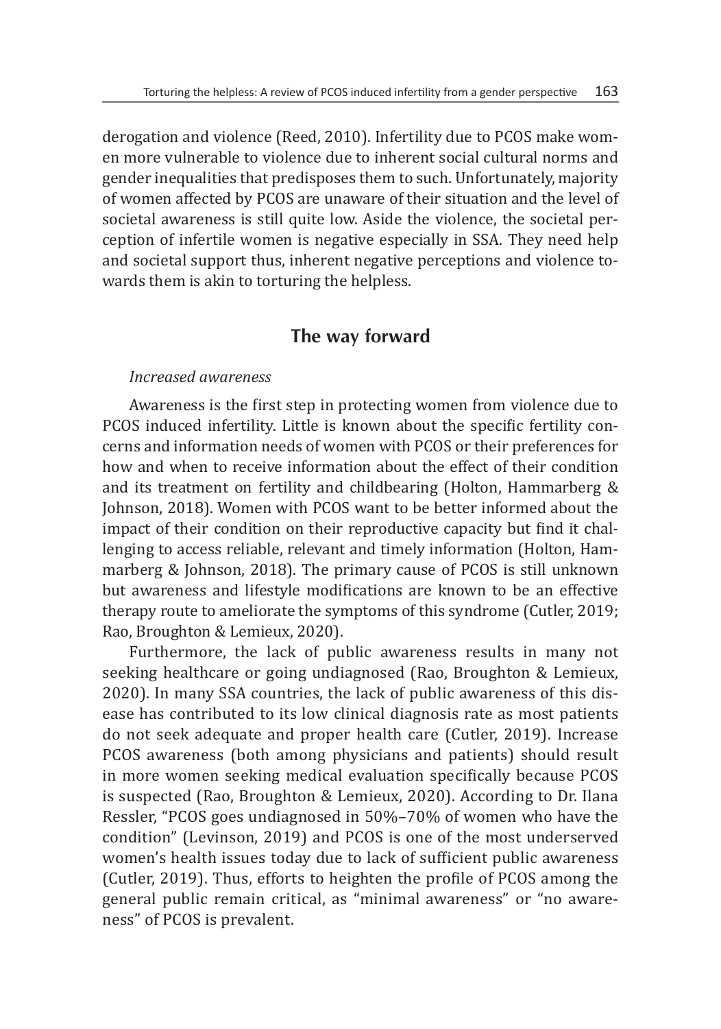derogation and violence (Reed, 2010). Infertility due to PCOS make women more vulnerable to violence due to inherent social cultural norms and gender inequalities that predisposes them to such. Unfortunately, majority of women affected by PCOS are unaware of their situation and the level of societal awareness is still quite low. Aside the violence, the societal perception of infertile women is negative especially in SSA. They need help and societal support thus, inherent negative perceptions and violence towards them is akin to torturing the helpless.

## The way forward

*Increased awareness*

Awareness is the first step in protecting women from violence due to PCOS induced infertility. Little is known about the specific fertility concerns and information needs of women with PCOS or their preferences for how and when to receive information about the effect of their condition and its treatment on fertility and childbearing (Holton, Hammarberg & Johnson, 2018). Women with PCOS want to be better informed about the impact of their condition on their reproductive capacity but find it challenging to access reliable, relevant and timely information (Holton, Hammarberg & Johnson, 2018). The primary cause of PCOS is still unknown but awareness and lifestyle modifications are known to be an effective therapy route to ameliorate the symptoms of this syndrome (Cutler, 2019; Rao, Broughton & Lemieux, 2020).

Furthermore, the lack of public awareness results in many not seeking healthcare or going undiagnosed (Rao, Broughton & Lemieux, 2020). In many SSA countries, the lack of public awareness of this disease has contributed to its low clinical diagnosis rate as most patients do not seek adequate and proper health care (Cutler, 2019). Increase PCOS awareness (both among physicians and patients) should result in more women seeking medical evaluation specifically because PCOS is suspected (Rao, Broughton & Lemieux, 2020). According to Dr. Ilana Ressler, "PCOS goes undiagnosed in 50%–70% of women who have the condition" (Levinson, 2019) and PCOS is one of the most underserved women's health issues today due to lack of sufficient public awareness (Cutler, 2019). Thus, efforts to heighten the profile of PCOS among the general public remain critical, as "minimal awareness" or "no awareness" of PCOS is prevalent.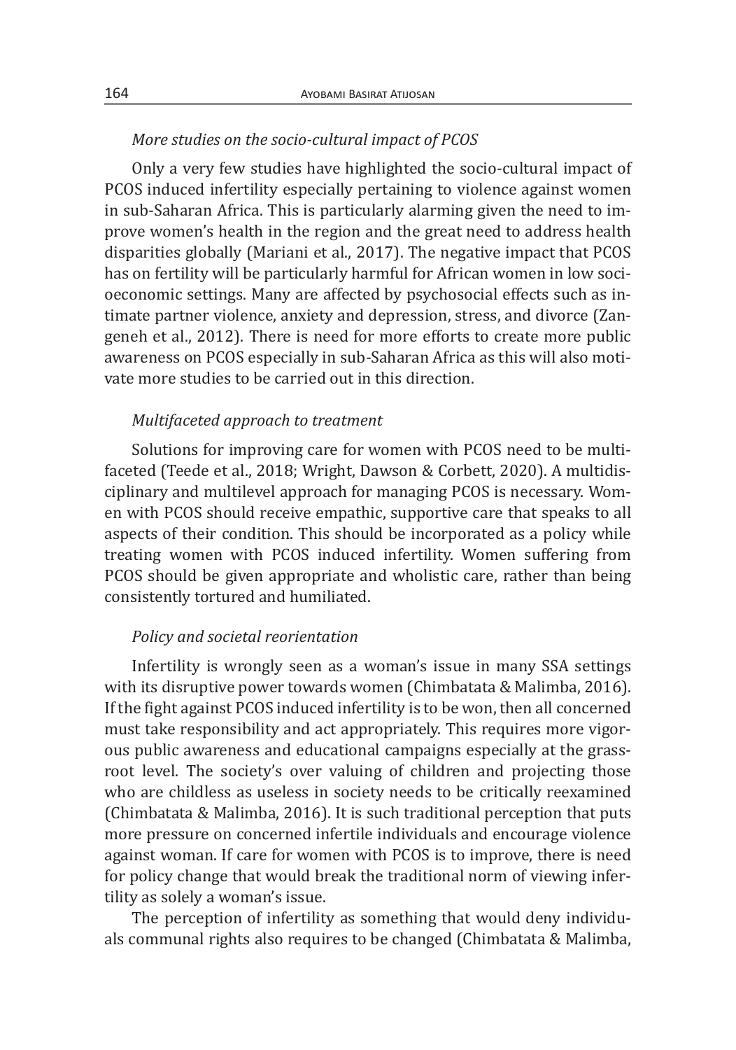*More studies on the socio-cultural impact of PCOS*

Only a very few studies have highlighted the socio-cultural impact of PCOS induced infertility especially pertaining to violence against women in sub-Saharan Africa. This is particularly alarming given the need to improve women's health in the region and the great need to address health disparities globally (Mariani et al., 2017). The negative impact that PCOS has on fertility will be particularly harmful for African women in low socioeconomic settings. Many are affected by psychosocial effects such as intimate partner violence, anxiety and depression, stress, and divorce (Zangeneh et al., 2012). There is need for more efforts to create more public awareness on PCOS especially in sub-Saharan Africa as this will also motivate more studies to be carried out in this direction.

*Multifaceted approach to treatment*

Solutions for improving care for women with PCOS need to be multifaceted (Teede et al., 2018; Wright, Dawson & Corbett, 2020). A multidisciplinary and multilevel approach for managing PCOS is necessary. Women with PCOS should receive empathic, supportive care that speaks to all aspects of their condition. This should be incorporated as a policy while treating women with PCOS induced infertility. Women suffering from PCOS should be given appropriate and wholistic care, rather than being consistently tortured and humiliated.

*Policy and societal reorientation*

Infertility is wrongly seen as a woman's issue in many SSA settings with its disruptive power towards women (Chimbatata & Malimba, 2016). If the fight against PCOS induced infertility is to be won, then all concerned must take responsibility and act appropriately. This requires more vigorous public awareness and educational campaigns especially at the grassroot level. The society's over valuing of children and projecting those who are childless as useless in society needs to be critically reexamined (Chimbatata & Malimba, 2016). It is such traditional perception that puts more pressure on concerned infertile individuals and encourage violence against woman. If care for women with PCOS is to improve, there is need for policy change that would break the traditional norm of viewing infertility as solely a woman's issue.

The perception of infertility as something that would deny individuals communal rights also requires to be changed (Chimbatata & Malimba,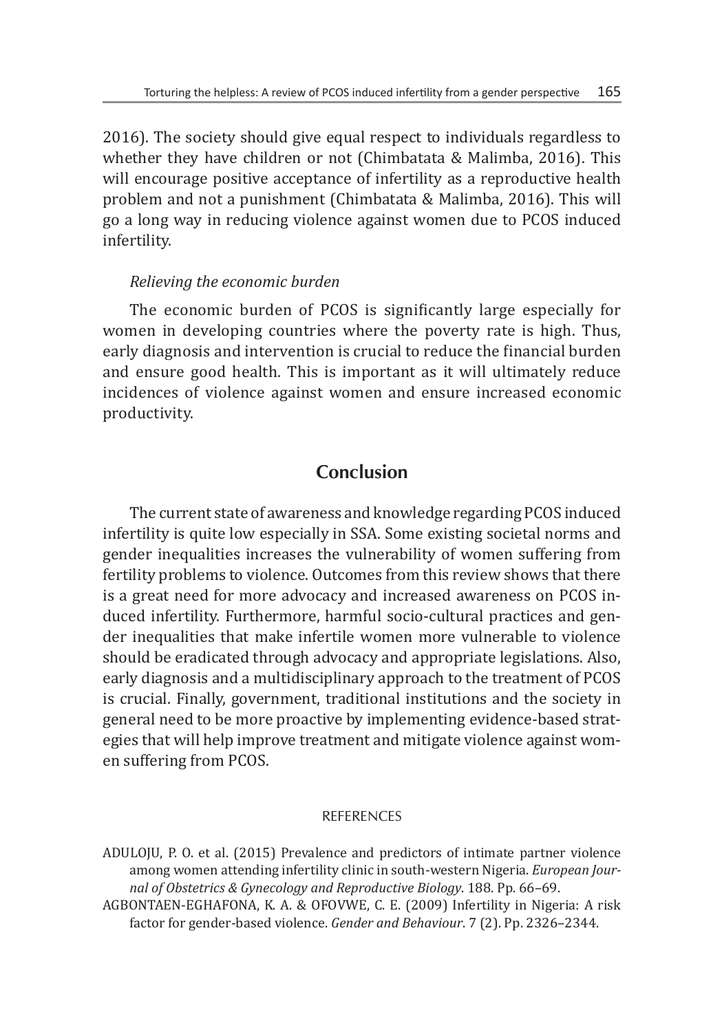2016). The society should give equal respect to individuals regardless to whether they have children or not (Chimbatata & Malimba, 2016). This will encourage positive acceptance of infertility as a reproductive health problem and not a punishment (Chimbatata & Malimba, 2016). This will go a long way in reducing violence against women due to PCOS induced infertility.

*Relieving the economic burden*

The economic burden of PCOS is significantly large especially for women in developing countries where the poverty rate is high. Thus, early diagnosis and intervention is crucial to reduce the financial burden and ensure good health. This is important as it will ultimately reduce incidences of violence against women and ensure increased economic productivity.

## Conclusion

The current state of awareness and knowledge regarding PCOS induced infertility is quite low especially in SSA. Some existing societal norms and gender inequalities increases the vulnerability of women suffering from fertility problems to violence. Outcomes from this review shows that there is a great need for more advocacy and increased awareness on PCOS induced infertility. Furthermore, harmful socio-cultural practices and gender inequalities that make infertile women more vulnerable to violence should be eradicated through advocacy and appropriate legislations. Also, early diagnosis and a multidisciplinary approach to the treatment of PCOS is crucial. Finally, government, traditional institutions and the society in general need to be more proactive by implementing evidence-based strategies that will help improve treatment and mitigate violence against women suffering from PCOS.

### REFERENCES

ADULOJU, P. O. et al. (2015) Prevalence and predictors of intimate partner violence among women attending infertility clinic in south-western Nigeria. *European Journal of Obstetrics & Gynecology and Reproductive Biology*. 188. Pp. 66–69.

AGBONTAEN-EGHAFONA, K. A. & OFOVWE, C. E. (2009) Infertility in Nigeria: A risk factor for gender-based violence. *Gender and Behaviour*. 7 (2). Pp. 2326–2344.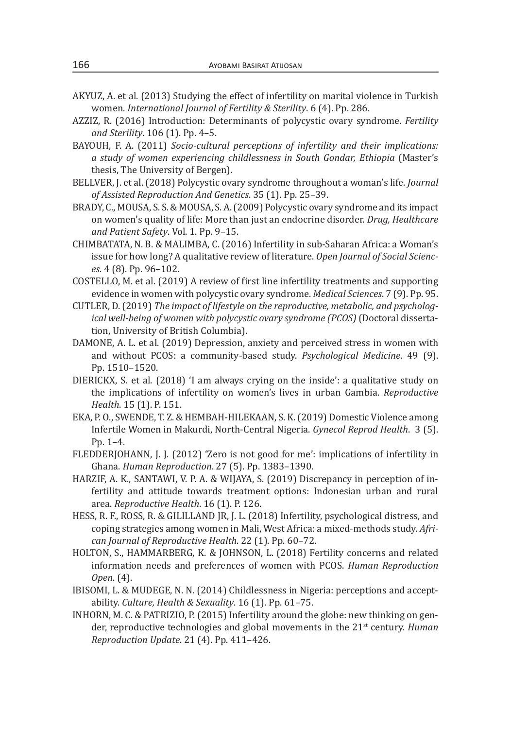AKYUZ, A. et al. (2013) Studying the effect of infertility on marital violence in Turkish women. *International Journal of Fertility & Sterility*. 6 (4). Pp. 286.

AZZIZ, R. (2016) Introduction: Determinants of polycystic ovary syndrome. *Fertility and Sterility*. 106 (1). Pp. 4–5.

BAYOUH, F. A. (2011) *Socio-cultural perceptions of infertility and their implications: a study of women experiencing childlessness in South Gondar, Ethiopia* (Master's thesis, The University of Bergen).

BELLVER, J. et al. (2018) Polycystic ovary syndrome throughout a woman's life. *Journal of Assisted Reproduction And Genetics*. 35 (1). Pp. 25–39.

BRADY, C., MOUSA, S. S. & MOUSA, S. A. (2009) Polycystic ovary syndrome and its impact on women's quality of life: More than just an endocrine disorder. *Drug, Healthcare and Patient Safety*. Vol. 1. Pp. 9–15.

CHIMBATATA, N. B. & MALIMBA, C. (2016) Infertility in sub-Saharan Africa: a Woman's issue for how long? A qualitative review of literature. *Open Journal of Social Sciences*. 4 (8). Pp. 96–102.

COSTELLO, M. et al. (2019) A review of first line infertility treatments and supporting evidence in women with polycystic ovary syndrome. *Medical Sciences*. 7 (9). Pp. 95.

CUTLER, D. (2019) *The impact of lifestyle on the reproductive, metabolic, and psychological well-being of women with polycystic ovary syndrome (PCOS)* (Doctoral dissertation, University of British Columbia).

DAMONE, A. L. et al. (2019) Depression, anxiety and perceived stress in women with and without PCOS: a community-based study. *Psychological Medicine*. 49 (9). Pp. 1510–1520.

DIERICKX, S. et al. (2018) 'I am always crying on the inside': a qualitative study on the implications of infertility on women's lives in urban Gambia. *Reproductive Health*. 15 (1). P. 151.

EKA, P. O., SWENDE, T. Z. & HEMBAH-HILEKAAN, S. K. (2019) Domestic Violence among Infertile Women in Makurdi, North-Central Nigeria. *Gynecol Reprod Health*. 3 (5). Pp. 1–4.

FLEDDERJOHANN, J. J. (2012) 'Zero is not good for me': implications of infertility in Ghana. *Human Reproduction*. 27 (5). Pp. 1383–1390.

HARZIF, A. K., SANTAWI, V. P. A. & WIJAYA, S. (2019) Discrepancy in perception of infertility and attitude towards treatment options: Indonesian urban and rural area. *Reproductive Health*. 16 (1). P. 126.

HESS, R. F., ROSS, R. & GILILLAND JR, J. L. (2018) Infertility, psychological distress, and coping strategies among women in Mali, West Africa: a mixed-methods study. *African Journal of Reproductive Health*. 22 (1). Pp. 60–72.

HOLTON, S., HAMMARBERG, K. & JOHNSON, L. (2018) Fertility concerns and related information needs and preferences of women with PCOS. *Human Reproduction Open*. (4).

IBISOMI, L. & MUDEGE, N. N. (2014) Childlessness in Nigeria: perceptions and acceptability. *Culture, Health & Sexuality*. 16 (1). Pp. 61–75.

INHORN, M. C. & PATRIZIO, P. (2015) Infertility around the globe: new thinking on gender, reproductive technologies and global movements in the 21st century. *Human Reproduction Update*. 21 (4). Pp. 411–426.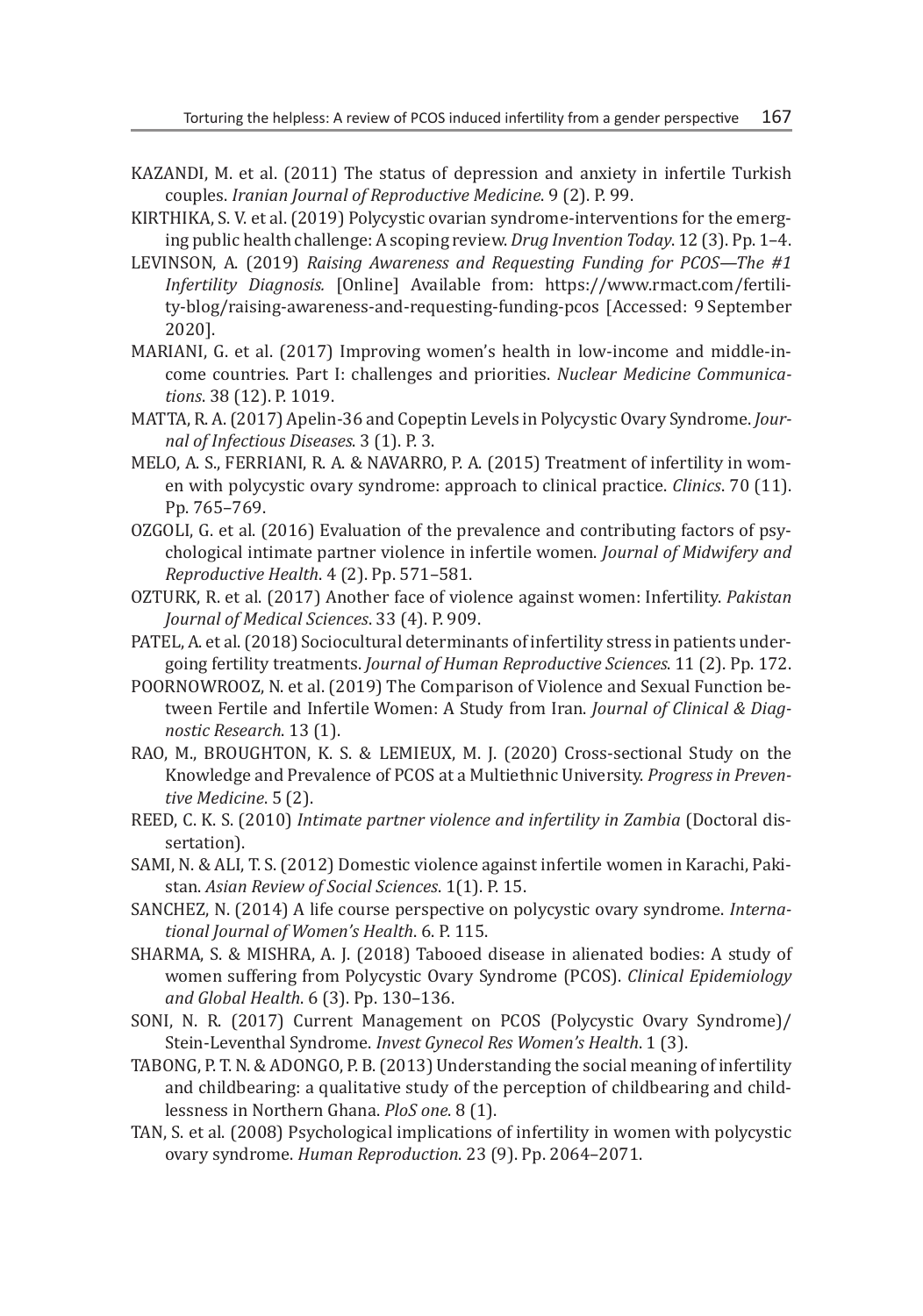KAZANDI, M. et al. (2011) The status of depression and anxiety in infertile Turkish couples. *Iranian Journal of Reproductive Medicine*. 9 (2). P. 99.

KIRTHIKA, S. V. et al. (2019) Polycystic ovarian syndrome-interventions for the emerging public health challenge: A scoping review. *Drug Invention Today*. 12 (3). Pp. 1–4.

LEVINSON, A. (2019) *Raising Awareness and Requesting Funding for PCOS—The #1 Infertility Diagnosis.* [Online] Available from: https://www.rmact.com/fertility-blog/raising-awareness-and-requesting-funding-pcos [Accessed: 9 September 2020].

MARIANI, G. et al. (2017) Improving women's health in low-income and middle-income countries. Part I: challenges and priorities. *Nuclear Medicine Communications*. 38 (12). P. 1019.

MATTA, R. A. (2017) Apelin-36 and Copeptin Levels in Polycystic Ovary Syndrome. *Journal of Infectious Diseases*. 3 (1). P. 3.

MELO, A. S., FERRIANI, R. A. & NAVARRO, P. A. (2015) Treatment of infertility in women with polycystic ovary syndrome: approach to clinical practice. *Clinics*. 70 (11). Pp. 765–769.

OZGOLI, G. et al. (2016) Evaluation of the prevalence and contributing factors of psychological intimate partner violence in infertile women. *Journal of Midwifery and Reproductive Health*. 4 (2). Pp. 571–581.

OZTURK, R. et al. (2017) Another face of violence against women: Infertility. *Pakistan Journal of Medical Sciences*. 33 (4). P. 909.

PATEL, A. et al. (2018) Sociocultural determinants of infertility stress in patients undergoing fertility treatments. *Journal of Human Reproductive Sciences*. 11 (2). Pp. 172.

POORNOWROOZ, N. et al. (2019) The Comparison of Violence and Sexual Function between Fertile and Infertile Women: A Study from Iran. *Journal of Clinical & Diagnostic Research*. 13 (1).

RAO, M., BROUGHTON, K. S. & LEMIEUX, M. J. (2020) Cross-sectional Study on the Knowledge and Prevalence of PCOS at a Multiethnic University. *Progress in Preventive Medicine*. 5 (2).

REED, C. K. S. (2010) *Intimate partner violence and infertility in Zambia* (Doctoral dissertation).

SAMI, N. & ALI, T. S. (2012) Domestic violence against infertile women in Karachi, Pakistan. *Asian Review of Social Sciences*. 1(1). P. 15.

SANCHEZ, N. (2014) A life course perspective on polycystic ovary syndrome. *International Journal of Women's Health*. 6. P. 115.

SHARMA, S. & MISHRA, A. J. (2018) Tabooed disease in alienated bodies: A study of women suffering from Polycystic Ovary Syndrome (PCOS). *Clinical Epidemiology and Global Health*. 6 (3). Pp. 130–136.

SONI, N. R. (2017) Current Management on PCOS (Polycystic Ovary Syndrome)/ Stein-Leventhal Syndrome. *Invest Gynecol Res Women's Health*. 1 (3).

TABONG, P. T. N. & ADONGO, P. B. (2013) Understanding the social meaning of infertility and childbearing: a qualitative study of the perception of childbearing and childlessness in Northern Ghana. *PloS one*. 8 (1).

TAN, S. et al. (2008) Psychological implications of infertility in women with polycystic ovary syndrome. *Human Reproduction*. 23 (9). Pp. 2064–2071.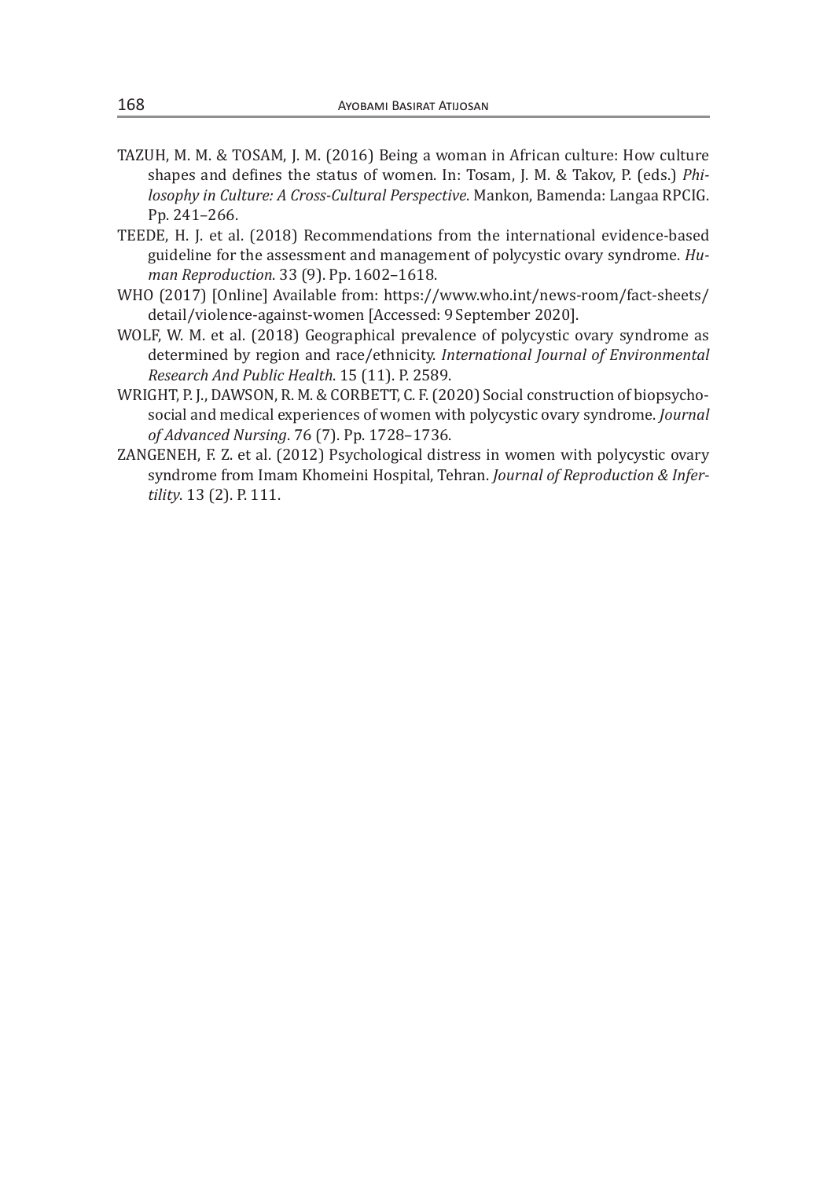TAZUH, M. M. & TOSAM, J. M. (2016) Being a woman in African culture: How culture shapes and defines the status of women. In: Tosam, J. M. & Takov, P. (eds.) *Philosophy in Culture: A Cross-Cultural Perspective*. Mankon, Bamenda: Langaa RPCIG. Pp. 241–266.

TEEDE, H. J. et al. (2018) Recommendations from the international evidence-based guideline for the assessment and management of polycystic ovary syndrome. *Human Reproduction*. 33 (9). Pp. 1602–1618.

WHO (2017) [Online] Available from: https://www.who.int/news-room/fact-sheets/detail/violence-against-women [Accessed: 9 September 2020].

WOLF, W. M. et al. (2018) Geographical prevalence of polycystic ovary syndrome as determined by region and race/ethnicity. *International Journal of Environmental Research And Public Health*. 15 (11). P. 2589.

WRIGHT, P. J., DAWSON, R. M. & CORBETT, C. F. (2020) Social construction of biopsychosocial and medical experiences of women with polycystic ovary syndrome. *Journal of Advanced Nursing*. 76 (7). Pp. 1728–1736.

ZANGENEH, F. Z. et al. (2012) Psychological distress in women with polycystic ovary syndrome from Imam Khomeini Hospital, Tehran. *Journal of Reproduction & Infertility*. 13 (2). P. 111.